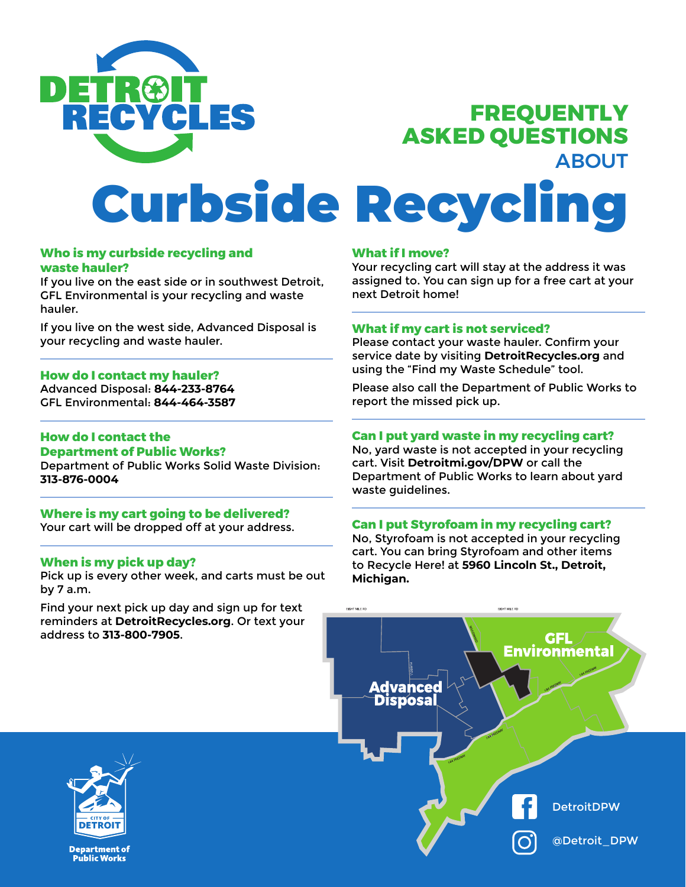# DETROIT RECYCLES

## FREQUENTLY ASKED QUESTIONS ABOUT

# Curbside Recycling

### Who is my curbside recycling and waste hauler?

If you live on the east side or in southwest Detroit, GFL Environmental is your recycling and waste hauler.

If you live on the west side, Advanced Disposal is your recycling and waste hauler.

### How do I contact my hauler?

Advanced Disposal: **844-233-8764**
GFL Environmental: **844-464-3587**

### How do I contact the Department of Public Works?

Department of Public Works Solid Waste Division: **313-876-0004**

### Where is my cart going to be delivered?

Your cart will be dropped off at your address.

### When is my pick up day?

Pick up is every other week, and carts must be out by 7 a.m.

Find your next pick up day and sign up for text reminders at **DetroitRecycles.org**. Or text your address to **313-800-7905**.

### What if I move?

Your recycling cart will stay at the address it was assigned to. You can sign up for a free cart at your next Detroit home!

### What if my cart is not serviced?

Please contact your waste hauler. Confirm your service date by visiting **DetroitRecycles.org** and using the "Find my Waste Schedule" tool.

Please also call the Department of Public Works to report the missed pick up.

### Can I put yard waste in my recycling cart?

No, yard waste is not accepted in your recycling cart. Visit **Detroitmi.gov/DPW** or call the Department of Public Works to learn about yard waste guidelines.

### Can I put Styrofoam in my recycling cart?

No, Styrofoam is not accepted in your recycling cart. You can bring Styrofoam and other items to Recycle Here! at **5960 Lincoln St., Detroit, Michigan.**

Advanced Disposal | GFL Environmental

City of Detroit Department of Public Works

DetroitDPW

@Detroit_DPW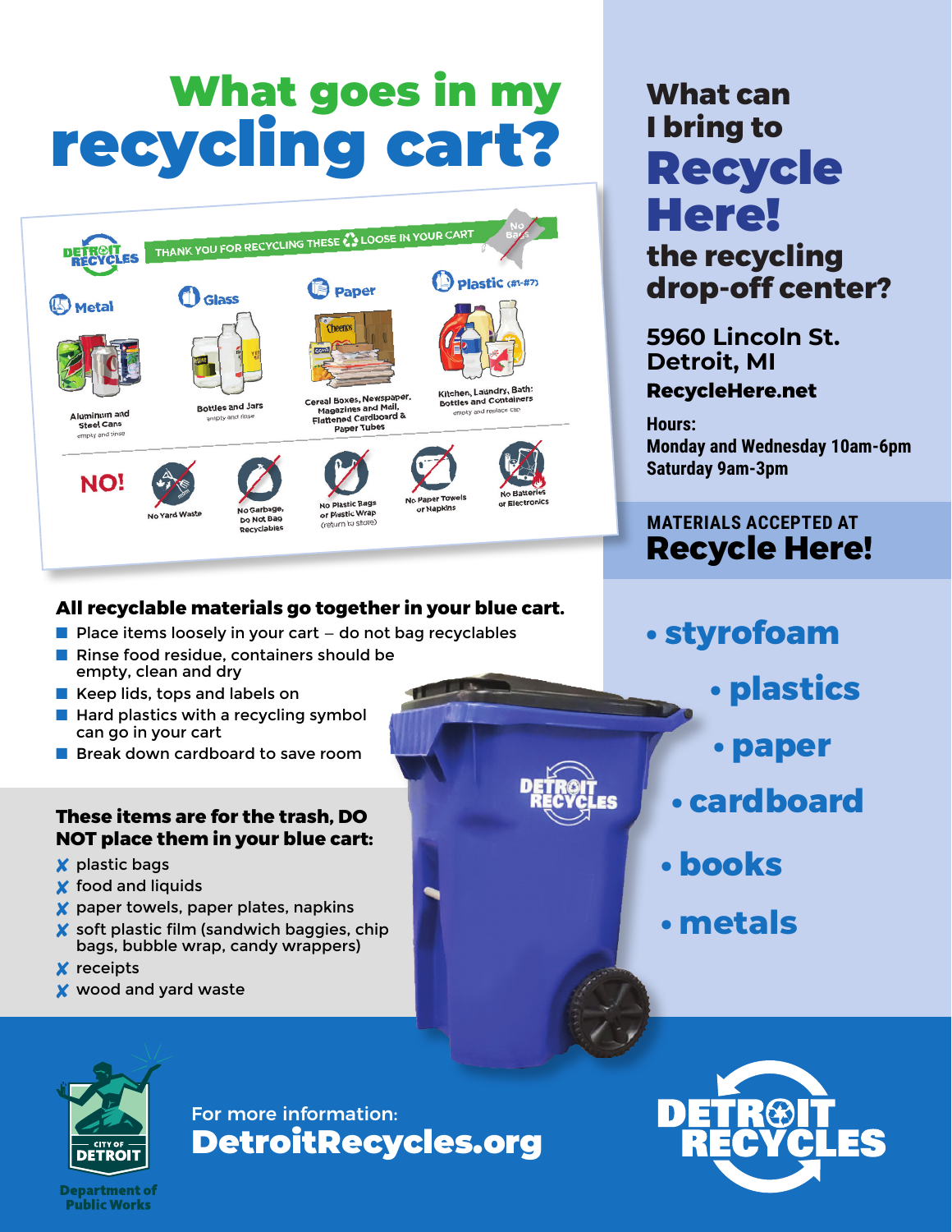# What goes in my recycling cart?

DETROIT RECYCLES

THANK YOU FOR RECYCLING THESE LOOSE IN YOUR CART

No Bags

Metal

Aluminum and Steel Cans
empty and rinse

Glass

Bottles and Jars
empty and rinse

Paper

Cereal Boxes, Newspaper, Magazines and Mail, Flattened Cardboard & Paper Tubes

Plastic (#1-#7)

Kitchen, Laundry, Bath: Bottles and Containers
empty and replace cap

NO!

No Yard Waste

No Garbage, Do Not Bag Recyclables

No Plastic Bags or Plastic Wrap (return to store)

No Paper Towels or Napkins

No Batteries or Electronics

**All recyclable materials go together in your blue cart.**

- Place items loosely in your cart – do not bag recyclables
- Rinse food residue, containers should be empty, clean and dry
- Keep lids, tops and labels on
- Hard plastics with a recycling symbol can go in your cart
- Break down cardboard to save room

**These items are for the trash, DO NOT place them in your blue cart:**

- ✗ plastic bags
- ✗ food and liquids
- ✗ paper towels, paper plates, napkins
- ✗ soft plastic film (sandwich baggies, chip bags, bubble wrap, candy wrappers)
- ✗ receipts
- ✗ wood and yard waste

## What can I bring to Recycle Here! the recycling drop-off center?

**5960 Lincoln St.**
**Detroit, MI**
**RecycleHere.net**

**Hours:**
**Monday and Wednesday 10am-6pm**
**Saturday 9am-3pm**

## MATERIALS ACCEPTED AT Recycle Here!

- **styrofoam**
- **plastics**
- **paper**
- **cardboard**
- **books**
- **metals**

CITY OF DETROIT
Department of Public Works

For more information:
**DetroitRecycles.org**

DETROIT RECYCLES